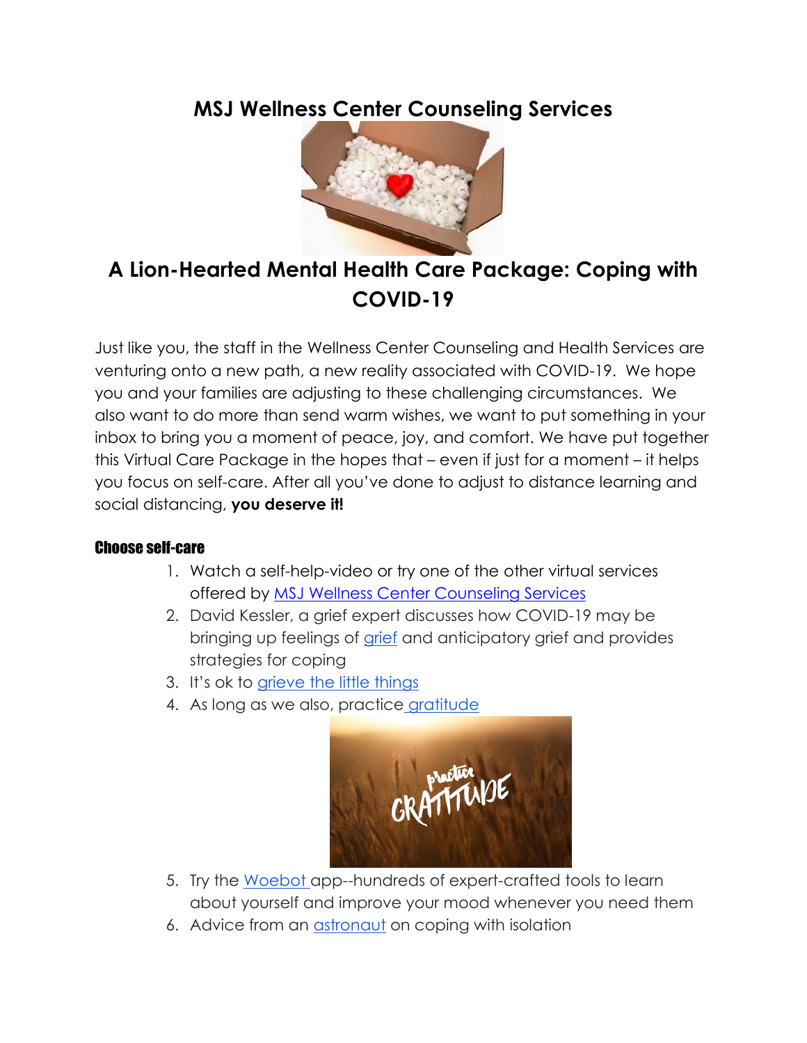# MSJ Wellness Center Counseling Services

## A Lion-Hearted Mental Health Care Package: Coping with COVID-19

Just like you, the staff in the Wellness Center Counseling and Health Services are venturing onto a new path, a new reality associated with COVID-19. We hope you and your families are adjusting to these challenging circumstances. We also want to do more than send warm wishes, we want to put something in your inbox to bring you a moment of peace, joy, and comfort. We have put together this Virtual Care Package in the hopes that – even if just for a moment – it helps you focus on self-care. After all you've done to adjust to distance learning and social distancing, **you deserve it!**

### Choose self-care

1. Watch a self-help-video or try one of the other virtual services offered by MSJ Wellness Center Counseling Services
2. David Kessler, a grief expert discusses how COVID-19 may be bringing up feelings of grief and anticipatory grief and provides strategies for coping
3. It's ok to grieve the little things
4. As long as we also, practice gratitude
5. Try the Woebot app--hundreds of expert-crafted tools to learn about yourself and improve your mood whenever you need them
6. Advice from an astronaut on coping with isolation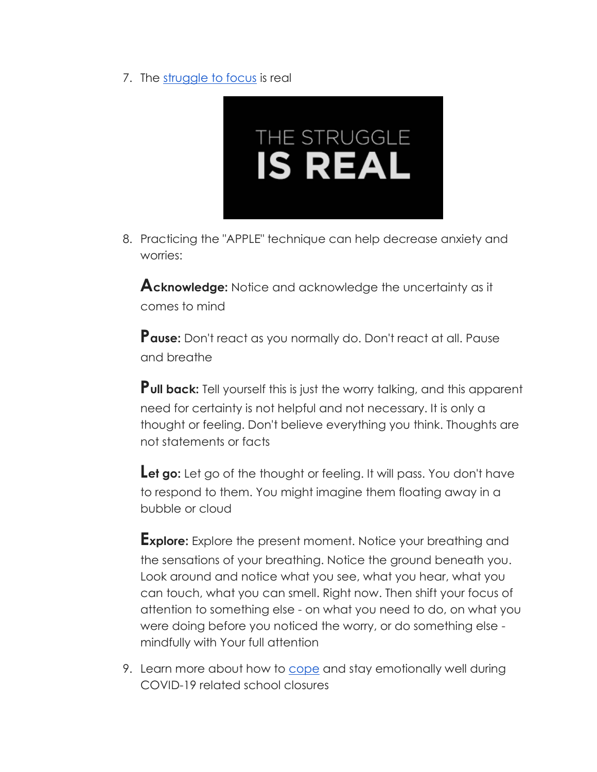7. The [struggle to focus](#) is real

8. Practicing the "APPLE" technique can help decrease anxiety and worries:

   **Acknowledge:** Notice and acknowledge the uncertainty as it comes to mind

   **Pause:** Don't react as you normally do. Don't react at all. Pause and breathe

   **Pull back:** Tell yourself this is just the worry talking, and this apparent need for certainty is not helpful and not necessary. It is only a thought or feeling. Don't believe everything you think. Thoughts are not statements or facts

   **Let go:** Let go of the thought or feeling. It will pass. You don't have to respond to them. You might imagine them floating away in a bubble or cloud

   **Explore:** Explore the present moment. Notice your breathing and the sensations of your breathing. Notice the ground beneath you. Look around and notice what you see, what you hear, what you can touch, what you can smell. Right now. Then shift your focus of attention to something else - on what you need to do, on what you were doing before you noticed the worry, or do something else - mindfully with Your full attention

9. Learn more about how to [cope](#) and stay emotionally well during COVID-19 related school closures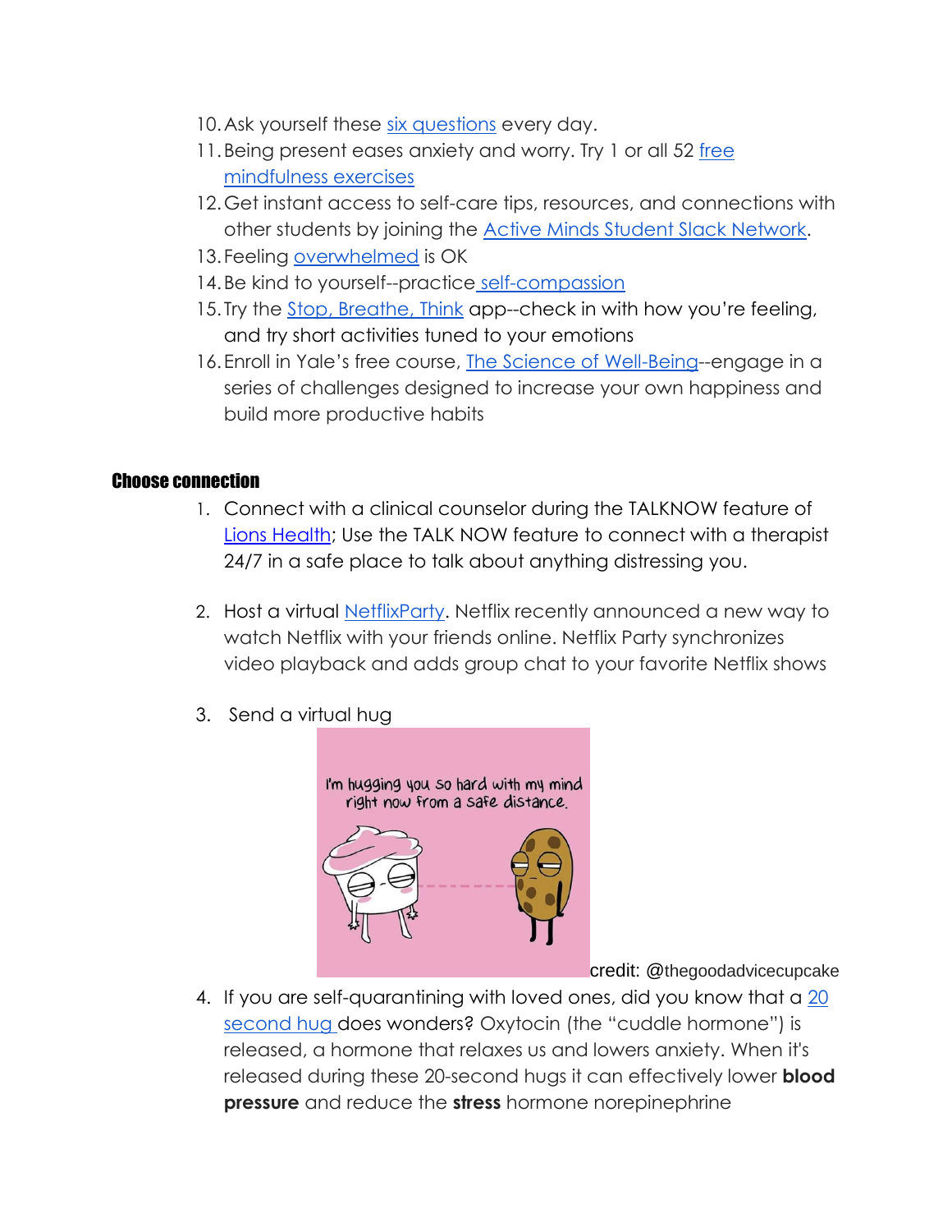10. Ask yourself these six questions every day.
11. Being present eases anxiety and worry. Try 1 or all 52 free mindfulness exercises
12. Get instant access to self-care tips, resources, and connections with other students by joining the Active Minds Student Slack Network.
13. Feeling overwhelmed is OK
14. Be kind to yourself--practice self-compassion
15. Try the Stop, Breathe, Think app--check in with how you're feeling, and try short activities tuned to your emotions
16. Enroll in Yale's free course, The Science of Well-Being--engage in a series of challenges designed to increase your own happiness and build more productive habits

### Choose connection

1. Connect with a clinical counselor during the TALKNOW feature of Lions Health; Use the TALK NOW feature to connect with a therapist 24/7 in a safe place to talk about anything distressing you.

2. Host a virtual NetflixParty. Netflix recently announced a new way to watch Netflix with your friends online. Netflix Party synchronizes video playback and adds group chat to your favorite Netflix shows

3. Send a virtual hug

credit: @thegoodadvicecupcake

4. If you are self-quarantining with loved ones, did you know that a 20 second hug does wonders? Oxytocin (the "cuddle hormone") is released, a hormone that relaxes us and lowers anxiety. When it's released during these 20-second hugs it can effectively lower **blood pressure** and reduce the **stress** hormone norepinephrine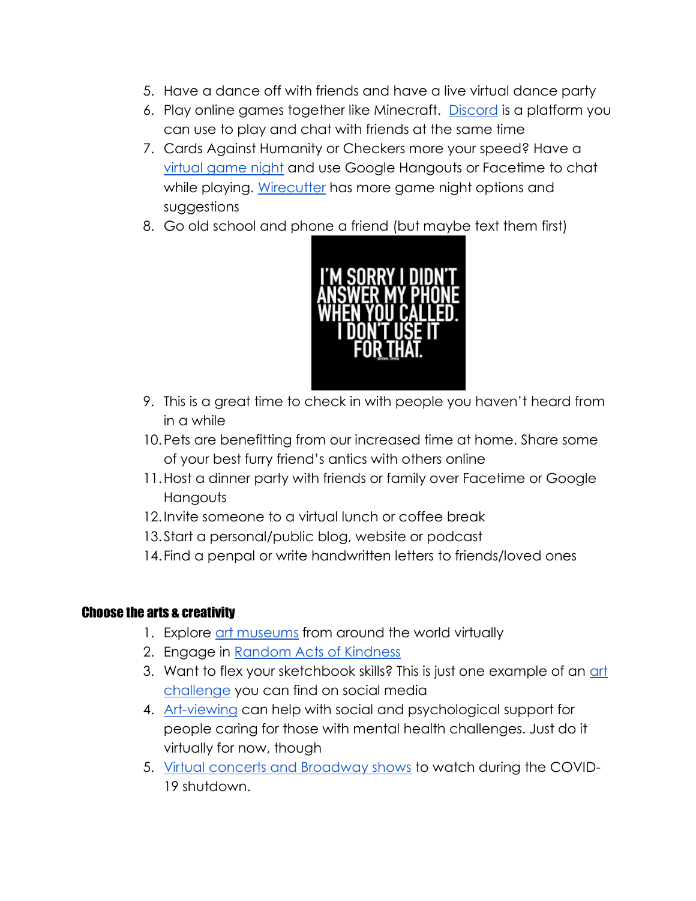5. Have a dance off with friends and have a live virtual dance party
6. Play online games together like Minecraft. Discord is a platform you can use to play and chat with friends at the same time
7. Cards Against Humanity or Checkers more your speed? Have a virtual game night and use Google Hangouts or Facetime to chat while playing. Wirecutter has more game night options and suggestions
8. Go old school and phone a friend (but maybe text them first)
9. This is a great time to check in with people you haven't heard from in a while
10. Pets are benefitting from our increased time at home. Share some of your best furry friend's antics with others online
11. Host a dinner party with friends or family over Facetime or Google Hangouts
12. Invite someone to a virtual lunch or coffee break
13. Start a personal/public blog, website or podcast
14. Find a penpal or write handwritten letters to friends/loved ones

### Choose the arts & creativity

1. Explore art museums from around the world virtually
2. Engage in Random Acts of Kindness
3. Want to flex your sketchbook skills? This is just one example of an art challenge you can find on social media
4. Art-viewing can help with social and psychological support for people caring for those with mental health challenges. Just do it virtually for now, though
5. Virtual concerts and Broadway shows to watch during the COVID-19 shutdown.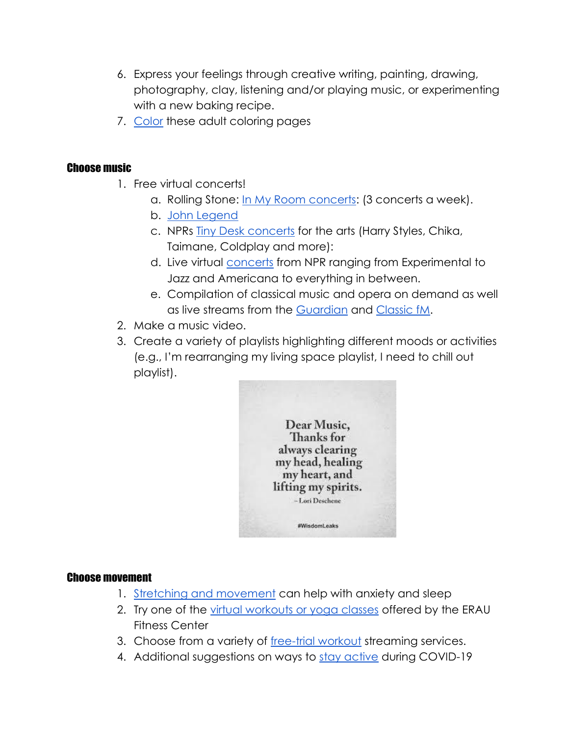6. Express your feelings through creative writing, painting, drawing, photography, clay, listening and/or playing music, or experimenting with a new baking recipe.
7. Color these adult coloring pages

### Choose music

1. Free virtual concerts!
    a. Rolling Stone: In My Room concerts: (3 concerts a week).
    b. John Legend
    c. NPRs Tiny Desk concerts for the arts (Harry Styles, Chika, Taimane, Coldplay and more):
    d. Live virtual concerts from NPR ranging from Experimental to Jazz and Americana to everything in between.
    e. Compilation of classical music and opera on demand as well as live streams from the Guardian and Classic fM.
2. Make a music video.
3. Create a variety of playlists highlighting different moods or activities (e.g., I'm rearranging my living space playlist, I need to chill out playlist).

Dear Music,
Thanks for always clearing my head, healing my heart, and lifting my spirits.
– Lori Deschene

#WisdomLeaks

### Choose movement

1. Stretching and movement can help with anxiety and sleep
2. Try one of the virtual workouts or yoga classes offered by the ERAU Fitness Center
3. Choose from a variety of free-trial workout streaming services.
4. Additional suggestions on ways to stay active during COVID-19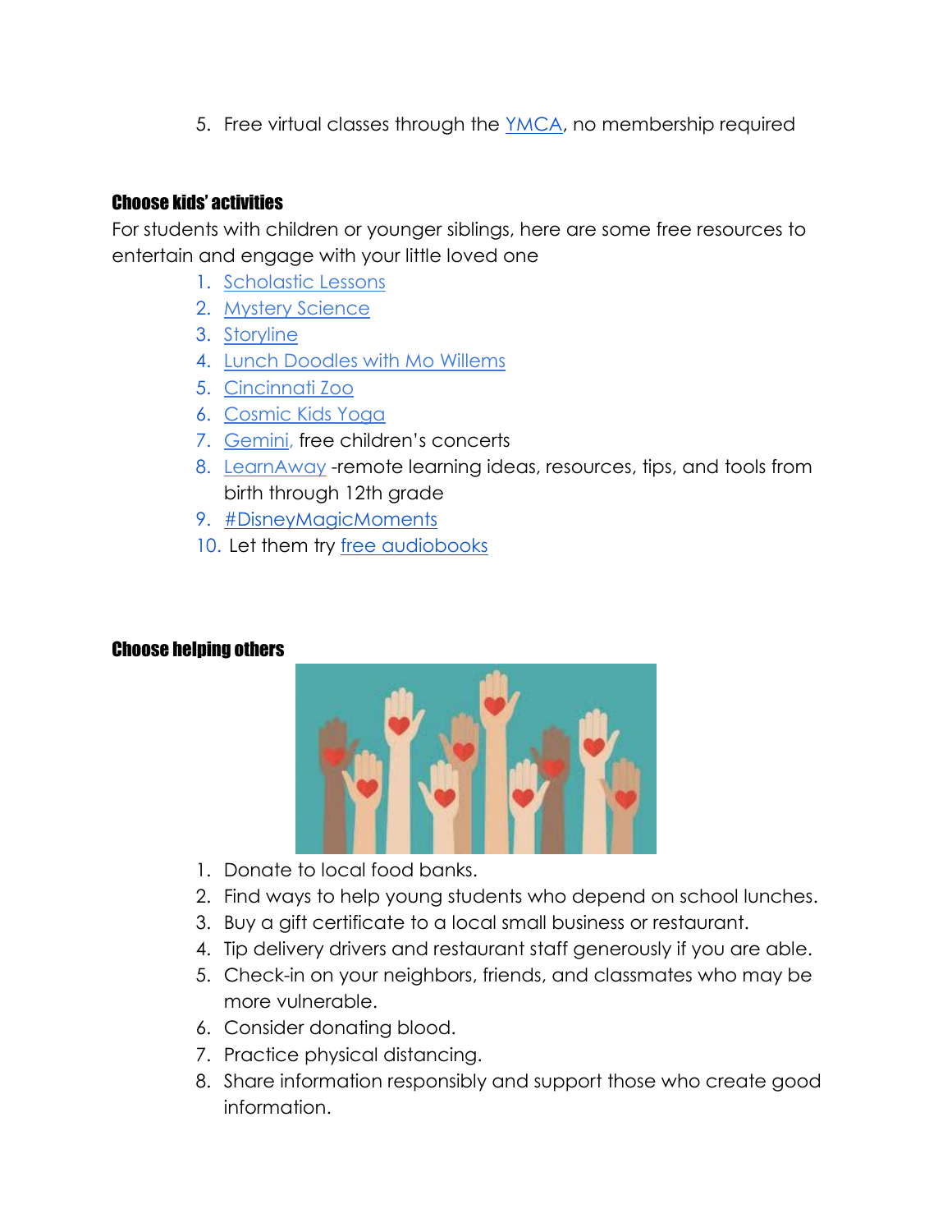5. Free virtual classes through the YMCA, no membership required

### Choose kids' activities

For students with children or younger siblings, here are some free resources to entertain and engage with your little loved one

1. Scholastic Lessons
2. Mystery Science
3. Storyline
4. Lunch Doodles with Mo Willems
5. Cincinnati Zoo
6. Cosmic Kids Yoga
7. Gemini, free children's concerts
8. LearnAway -remote learning ideas, resources, tips, and tools from birth through 12th grade
9. #DisneyMagicMoments
10. Let them try free audiobooks

### Choose helping others

1. Donate to local food banks.
2. Find ways to help young students who depend on school lunches.
3. Buy a gift certificate to a local small business or restaurant.
4. Tip delivery drivers and restaurant staff generously if you are able.
5. Check-in on your neighbors, friends, and classmates who may be more vulnerable.
6. Consider donating blood.
7. Practice physical distancing.
8. Share information responsibly and support those who create good information.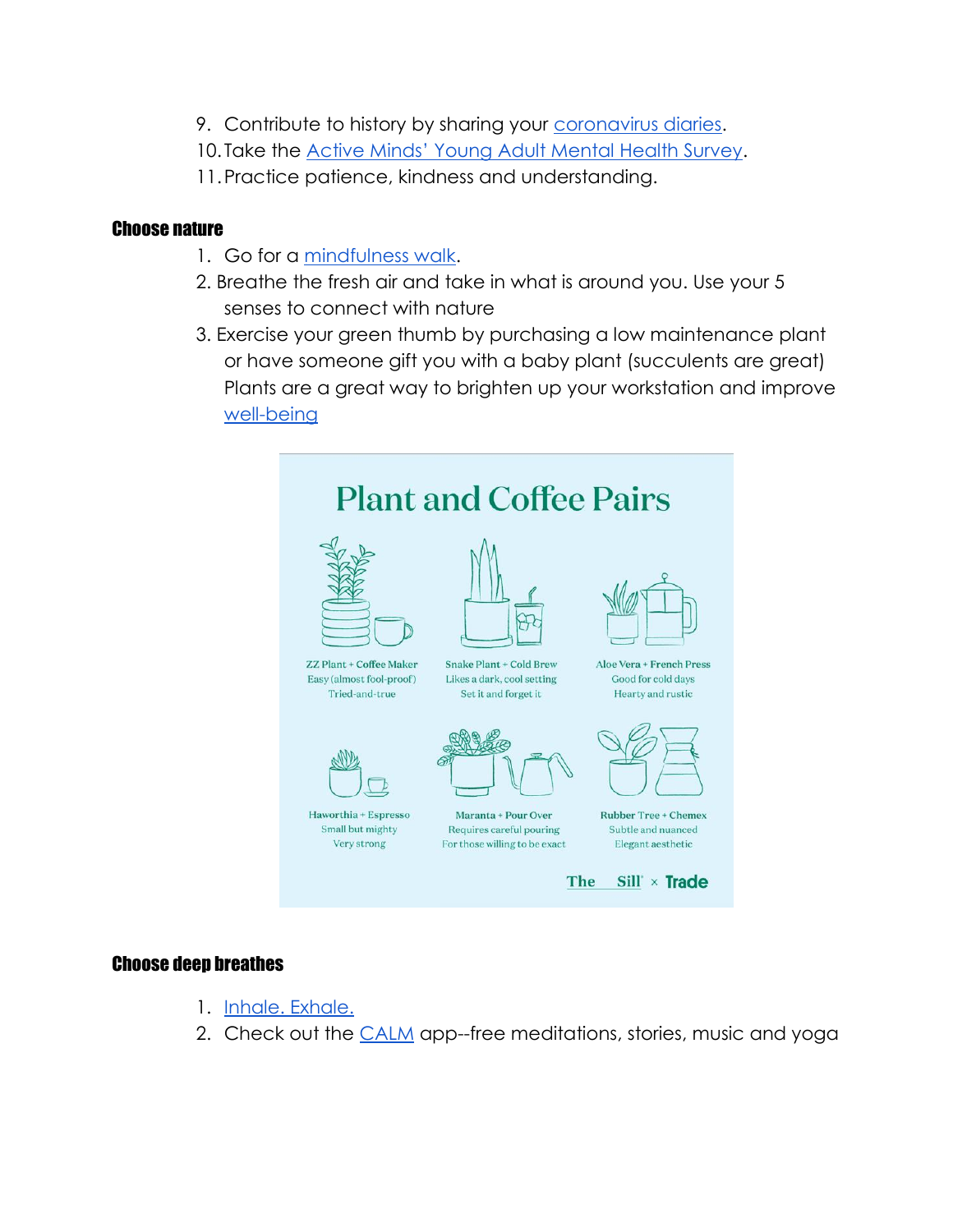9. Contribute to history by sharing your coronavirus diaries.
10. Take the Active Minds' Young Adult Mental Health Survey.
11. Practice patience, kindness and understanding.

#### Choose nature

1. Go for a mindfulness walk.
2. Breathe the fresh air and take in what is around you. Use your 5 senses to connect with nature
3. Exercise your green thumb by purchasing a low maintenance plant or have someone gift you with a baby plant (succulents are great) Plants are a great way to brighten up your workstation and improve well-being

Plant and Coffee Pairs

ZZ Plant + Coffee Maker
Easy (almost fool-proof)
Tried-and-true

Snake Plant + Cold Brew
Likes a dark, cool setting
Set it and forget it

Aloe Vera + French Press
Good for cold days
Hearty and rustic

Haworthia + Espresso
Small but mighty
Very strong

Maranta + Pour Over
Requires careful pouring
For those willing to be exact

Rubber Tree + Chemex
Subtle and nuanced
Elegant aesthetic

The Sill × Trade

#### Choose deep breathes

1. Inhale. Exhale.
2. Check out the CALM app--free meditations, stories, music and yoga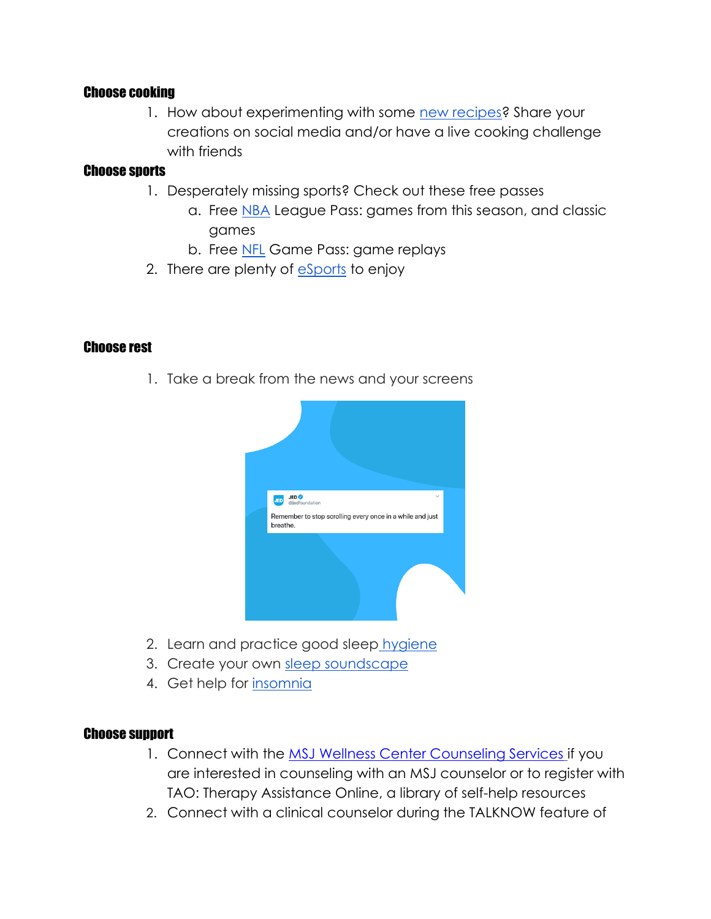**Choose cooking**

1. How about experimenting with some new recipes? Share your creations on social media and/or have a live cooking challenge with friends

**Choose sports**

1. Desperately missing sports? Check out these free passes
   a. Free NBA League Pass: games from this season, and classic games
   b. Free NFL Game Pass: game replays
2. There are plenty of eSports to enjoy

**Choose rest**

1. Take a break from the news and your screens
2. Learn and practice good sleep hygiene
3. Create your own sleep soundscape
4. Get help for insomnia

**Choose support**

1. Connect with the MSJ Wellness Center Counseling Services if you are interested in counseling with an MSJ counselor or to register with TAO: Therapy Assistance Online, a library of self-help resources
2. Connect with a clinical counselor during the TALKNOW feature of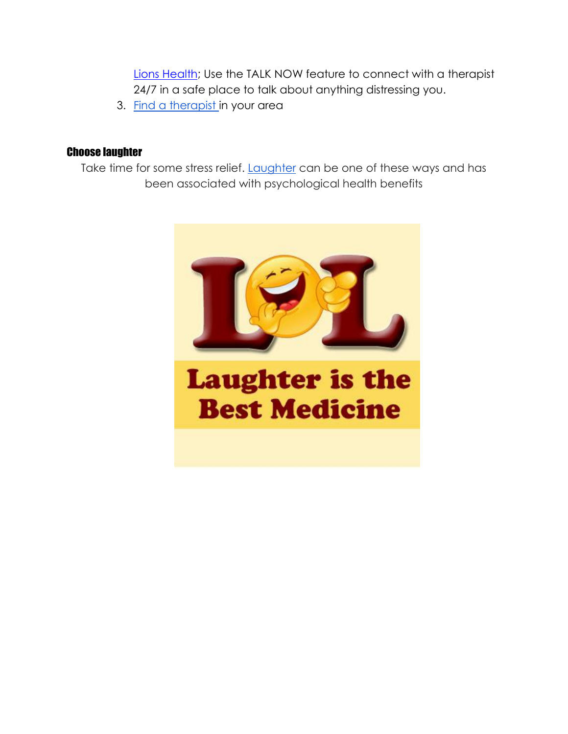Lions Health; Use the TALK NOW feature to connect with a therapist 24/7 in a safe place to talk about anything distressing you.

3. Find a therapist in your area

### Choose laughter

Take time for some stress relief. Laughter can be one of these ways and has been associated with psychological health benefits